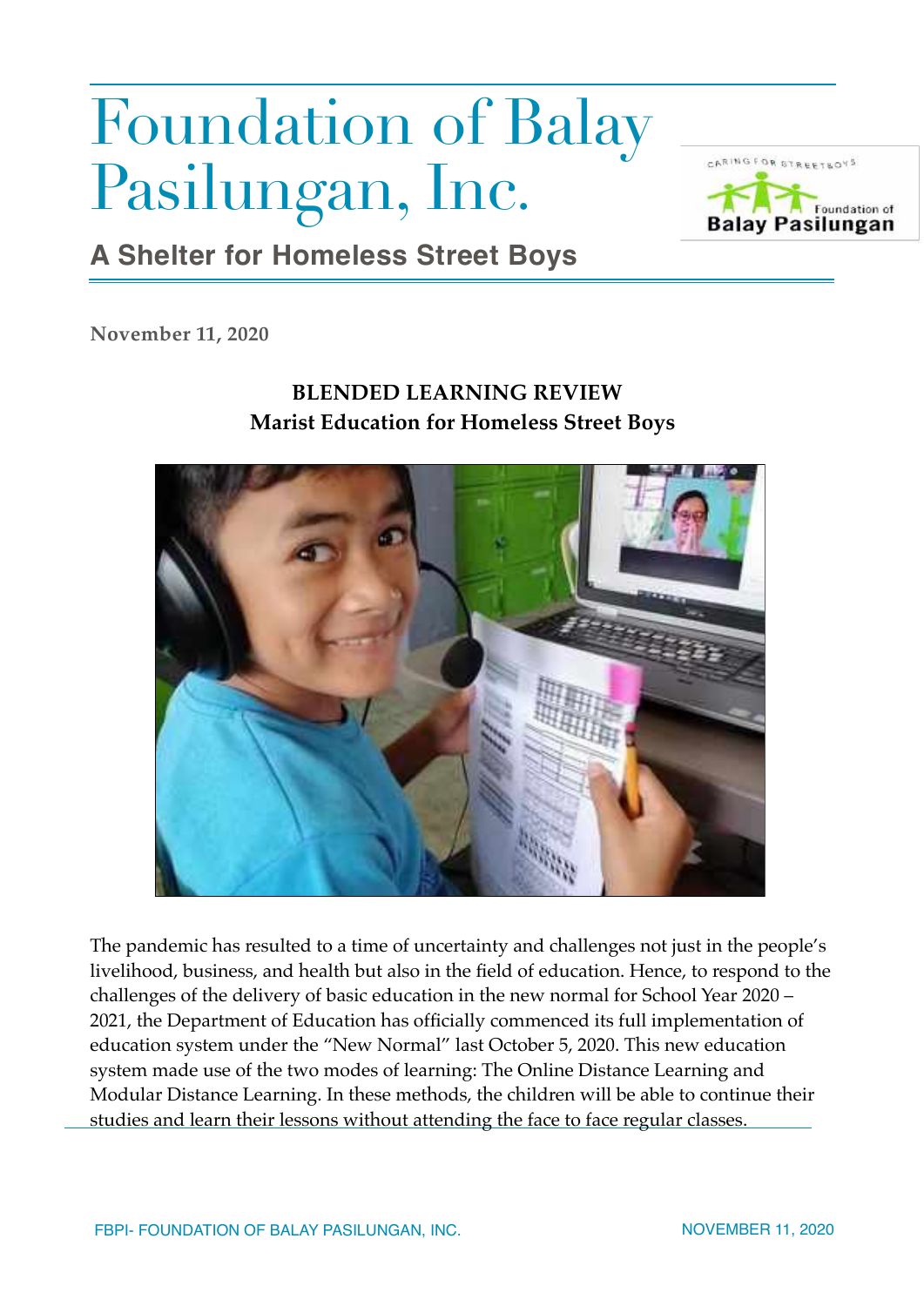# Foundation of Balay Pasilungan, Inc.

## A Shelter for Homeless Street Boys

November 11, 2020

**BLENDED LEARNING REVIEW**
**Marist Education for Homeless Street Boys**

The pandemic has resulted to a time of uncertainty and challenges not just in the people's livelihood, business, and health but also in the field of education. Hence, to respond to the challenges of the delivery of basic education in the new normal for School Year 2020 – 2021, the Department of Education has officially commenced its full implementation of education system under the "New Normal" last October 5, 2020. This new education system made use of the two modes of learning: The Online Distance Learning and Modular Distance Learning. In these methods, the children will be able to continue their studies and learn their lessons without attending the face to face regular classes.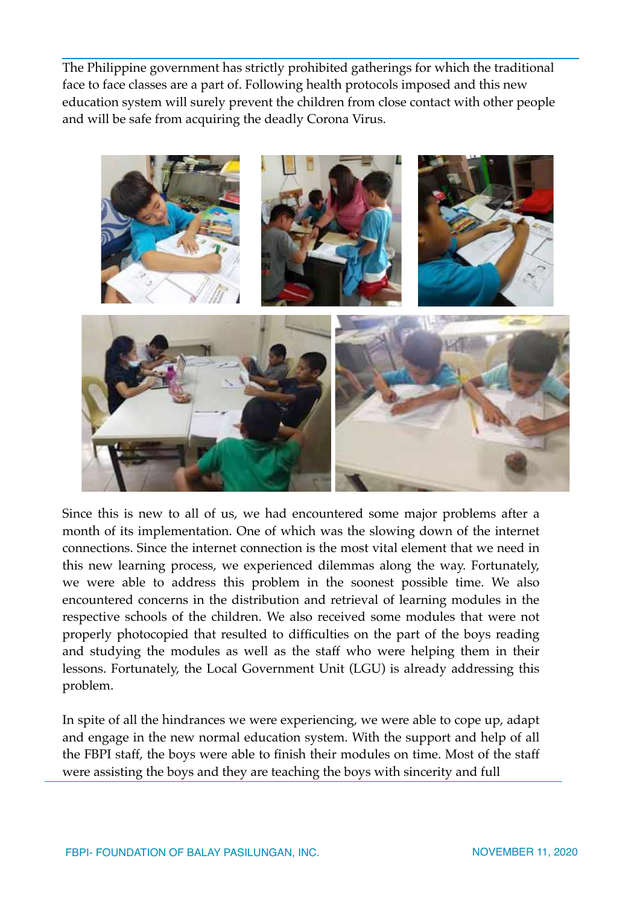The Philippine government has strictly prohibited gatherings for which the traditional face to face classes are a part of. Following health protocols imposed and this new education system will surely prevent the children from close contact with other people and will be safe from acquiring the deadly Corona Virus.

Since this is new to all of us, we had encountered some major problems after a month of its implementation. One of which was the slowing down of the internet connections. Since the internet connection is the most vital element that we need in this new learning process, we experienced dilemmas along the way. Fortunately, we were able to address this problem in the soonest possible time. We also encountered concerns in the distribution and retrieval of learning modules in the respective schools of the children. We also received some modules that were not properly photocopied that resulted to difficulties on the part of the boys reading and studying the modules as well as the staff who were helping them in their lessons. Fortunately, the Local Government Unit (LGU) is already addressing this problem.

In spite of all the hindrances we were experiencing, we were able to cope up, adapt and engage in the new normal education system. With the support and help of all the FBPI staff, the boys were able to finish their modules on time. Most of the staff were assisting the boys and they are teaching the boys with sincerity and full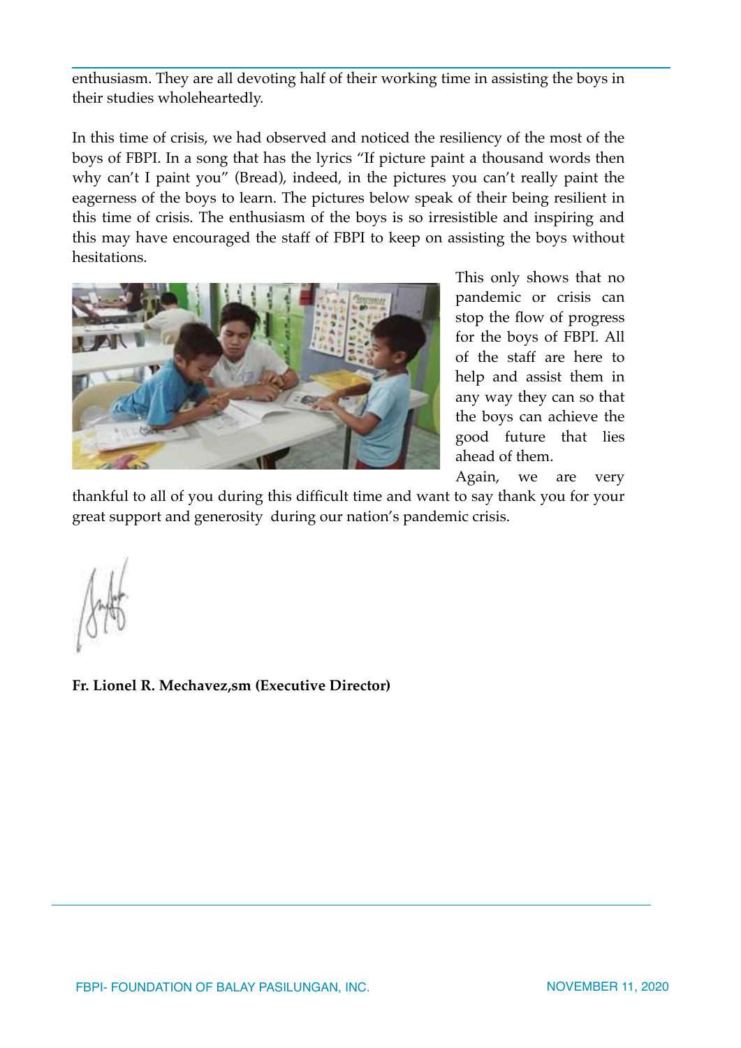enthusiasm. They are all devoting half of their working time in assisting the boys in their studies wholeheartedly.

In this time of crisis, we had observed and noticed the resiliency of the most of the boys of FBPI. In a song that has the lyrics "If picture paint a thousand words then why can't I paint you" (Bread), indeed, in the pictures you can't really paint the eagerness of the boys to learn. The pictures below speak of their being resilient in this time of crisis. The enthusiasm of the boys is so irresistible and inspiring and this may have encouraged the staff of FBPI to keep on assisting the boys without hesitations.

This only shows that no pandemic or crisis can stop the flow of progress for the boys of FBPI. All of the staff are here to help and assist them in any way they can so that the boys can achieve the good future that lies ahead of them.

Again, we are very thankful to all of you during this difficult time and want to say thank you for your great support and generosity during our nation's pandemic crisis.

**Fr. Lionel R. Mechavez,sm (Executive Director)**